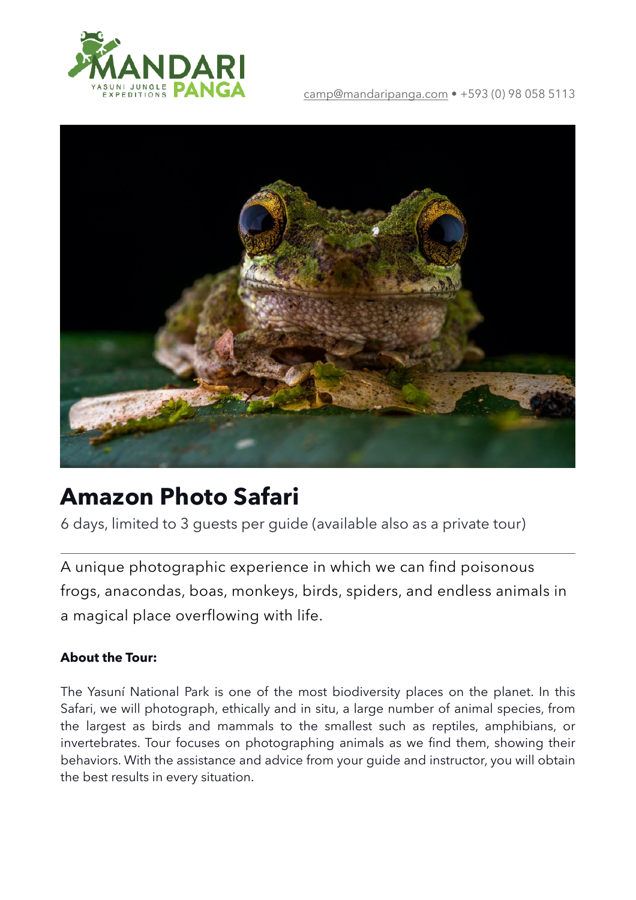camp@mandaripanga.com • +593 (0) 98 058 5113

# Amazon Photo Safari

6 days, limited to 3 guests per guide (available also as a private tour)

---

A unique photographic experience in which we can find poisonous frogs, anacondas, boas, monkeys, birds, spiders, and endless animals in a magical place overflowing with life.

**About the Tour:**

The Yasuní National Park is one of the most biodiversity places on the planet. In this Safari, we will photograph, ethically and in situ, a large number of animal species, from the largest as birds and mammals to the smallest such as reptiles, amphibians, or invertebrates. Tour focuses on photographing animals as we find them, showing their behaviors. With the assistance and advice from your guide and instructor, you will obtain the best results in every situation.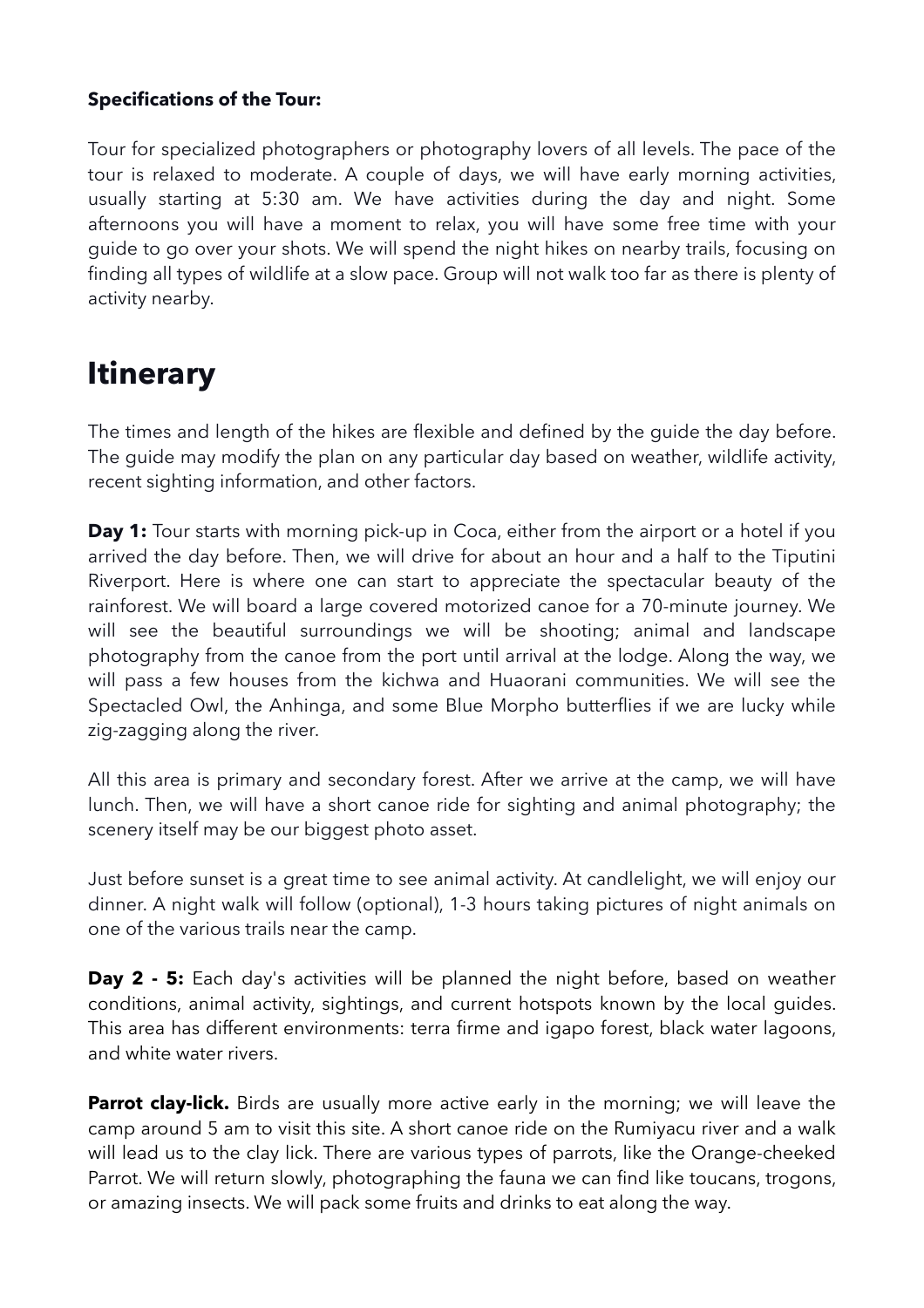**Specifications of the Tour:**

Tour for specialized photographers or photography lovers of all levels. The pace of the tour is relaxed to moderate. A couple of days, we will have early morning activities, usually starting at 5:30 am. We have activities during the day and night. Some afternoons you will have a moment to relax, you will have some free time with your guide to go over your shots. We will spend the night hikes on nearby trails, focusing on finding all types of wildlife at a slow pace. Group will not walk too far as there is plenty of activity nearby.

# Itinerary

The times and length of the hikes are flexible and defined by the guide the day before. The guide may modify the plan on any particular day based on weather, wildlife activity, recent sighting information, and other factors.

**Day 1:** Tour starts with morning pick-up in Coca, either from the airport or a hotel if you arrived the day before. Then, we will drive for about an hour and a half to the Tiputini Riverport. Here is where one can start to appreciate the spectacular beauty of the rainforest. We will board a large covered motorized canoe for a 70-minute journey. We will see the beautiful surroundings we will be shooting; animal and landscape photography from the canoe from the port until arrival at the lodge. Along the way, we will pass a few houses from the kichwa and Huaorani communities. We will see the Spectacled Owl, the Anhinga, and some Blue Morpho butterflies if we are lucky while zig-zagging along the river.

All this area is primary and secondary forest. After we arrive at the camp, we will have lunch. Then, we will have a short canoe ride for sighting and animal photography; the scenery itself may be our biggest photo asset.

Just before sunset is a great time to see animal activity. At candlelight, we will enjoy our dinner. A night walk will follow (optional), 1-3 hours taking pictures of night animals on one of the various trails near the camp.

**Day 2 - 5:** Each day's activities will be planned the night before, based on weather conditions, animal activity, sightings, and current hotspots known by the local guides. This area has different environments: terra firme and igapo forest, black water lagoons, and white water rivers.

**Parrot clay-lick.** Birds are usually more active early in the morning; we will leave the camp around 5 am to visit this site. A short canoe ride on the Rumiyacu river and a walk will lead us to the clay lick. There are various types of parrots, like the Orange-cheeked Parrot. We will return slowly, photographing the fauna we can find like toucans, trogons, or amazing insects. We will pack some fruits and drinks to eat along the way.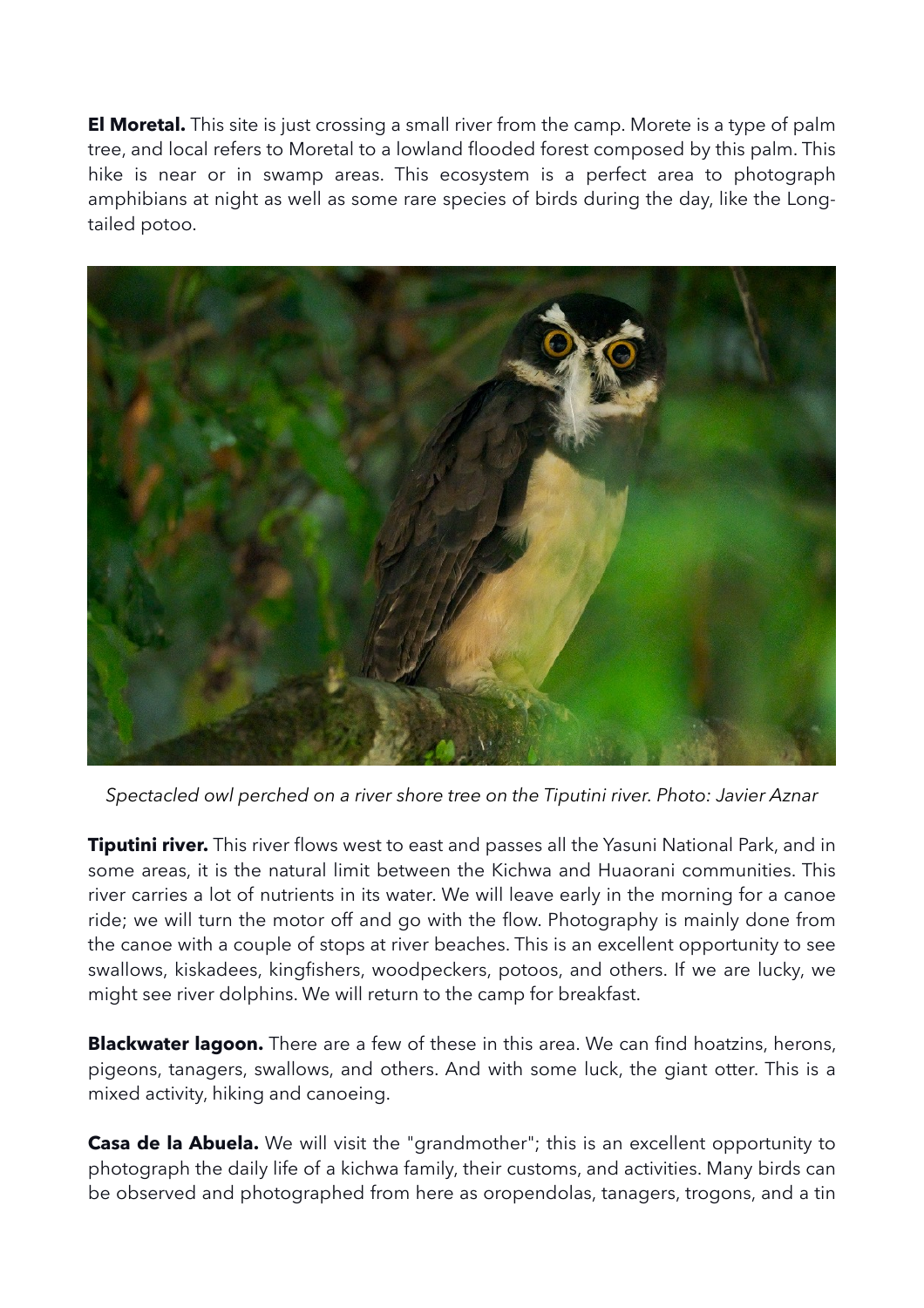**El Moretal.** This site is just crossing a small river from the camp. Morete is a type of palm tree, and local refers to Moretal to a lowland flooded forest composed by this palm. This hike is near or in swamp areas. This ecosystem is a perfect area to photograph amphibians at night as well as some rare species of birds during the day, like the Long-tailed potoo.

*Spectacled owl perched on a river shore tree on the Tiputini river. Photo: Javier Aznar*

**Tiputini river.** This river flows west to east and passes all the Yasuni National Park, and in some areas, it is the natural limit between the Kichwa and Huaorani communities. This river carries a lot of nutrients in its water. We will leave early in the morning for a canoe ride; we will turn the motor off and go with the flow. Photography is mainly done from the canoe with a couple of stops at river beaches. This is an excellent opportunity to see swallows, kiskadees, kingfishers, woodpeckers, potoos, and others. If we are lucky, we might see river dolphins. We will return to the camp for breakfast.

**Blackwater lagoon.** There are a few of these in this area. We can find hoatzins, herons, pigeons, tanagers, swallows, and others. And with some luck, the giant otter. This is a mixed activity, hiking and canoeing.

**Casa de la Abuela.** We will visit the "grandmother"; this is an excellent opportunity to photograph the daily life of a kichwa family, their customs, and activities. Many birds can be observed and photographed from here as oropendolas, tanagers, trogons, and a tin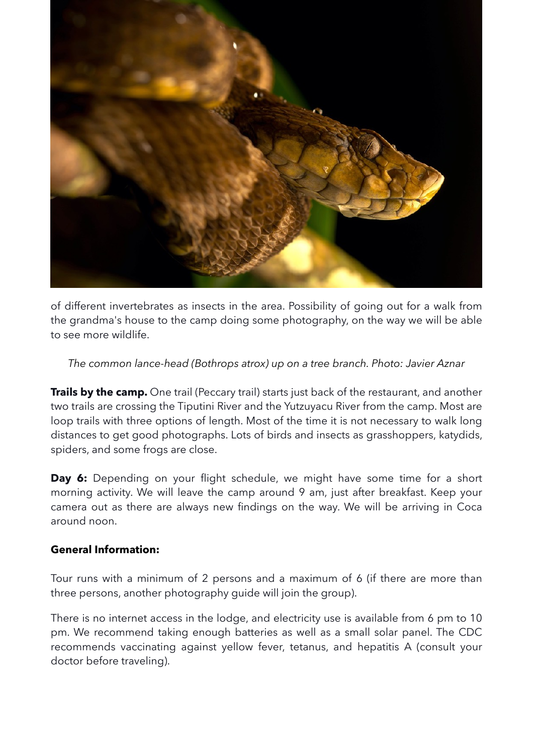of different invertebrates as insects in the area. Possibility of going out for a walk from the grandma's house to the camp doing some photography, on the way we will be able to see more wildlife.

*The common lance-head (Bothrops atrox) up on a tree branch. Photo: Javier Aznar*

**Trails by the camp.** One trail (Peccary trail) starts just back of the restaurant, and another two trails are crossing the Tiputini River and the Yutzuyacu River from the camp. Most are loop trails with three options of length. Most of the time it is not necessary to walk long distances to get good photographs. Lots of birds and insects as grasshoppers, katydids, spiders, and some frogs are close.

**Day 6:** Depending on your flight schedule, we might have some time for a short morning activity. We will leave the camp around 9 am, just after breakfast. Keep your camera out as there are always new findings on the way. We will be arriving in Coca around noon.

**General Information:**

Tour runs with a minimum of 2 persons and a maximum of 6 (if there are more than three persons, another photography guide will join the group).

There is no internet access in the lodge, and electricity use is available from 6 pm to 10 pm. We recommend taking enough batteries as well as a small solar panel. The CDC recommends vaccinating against yellow fever, tetanus, and hepatitis A (consult your doctor before traveling).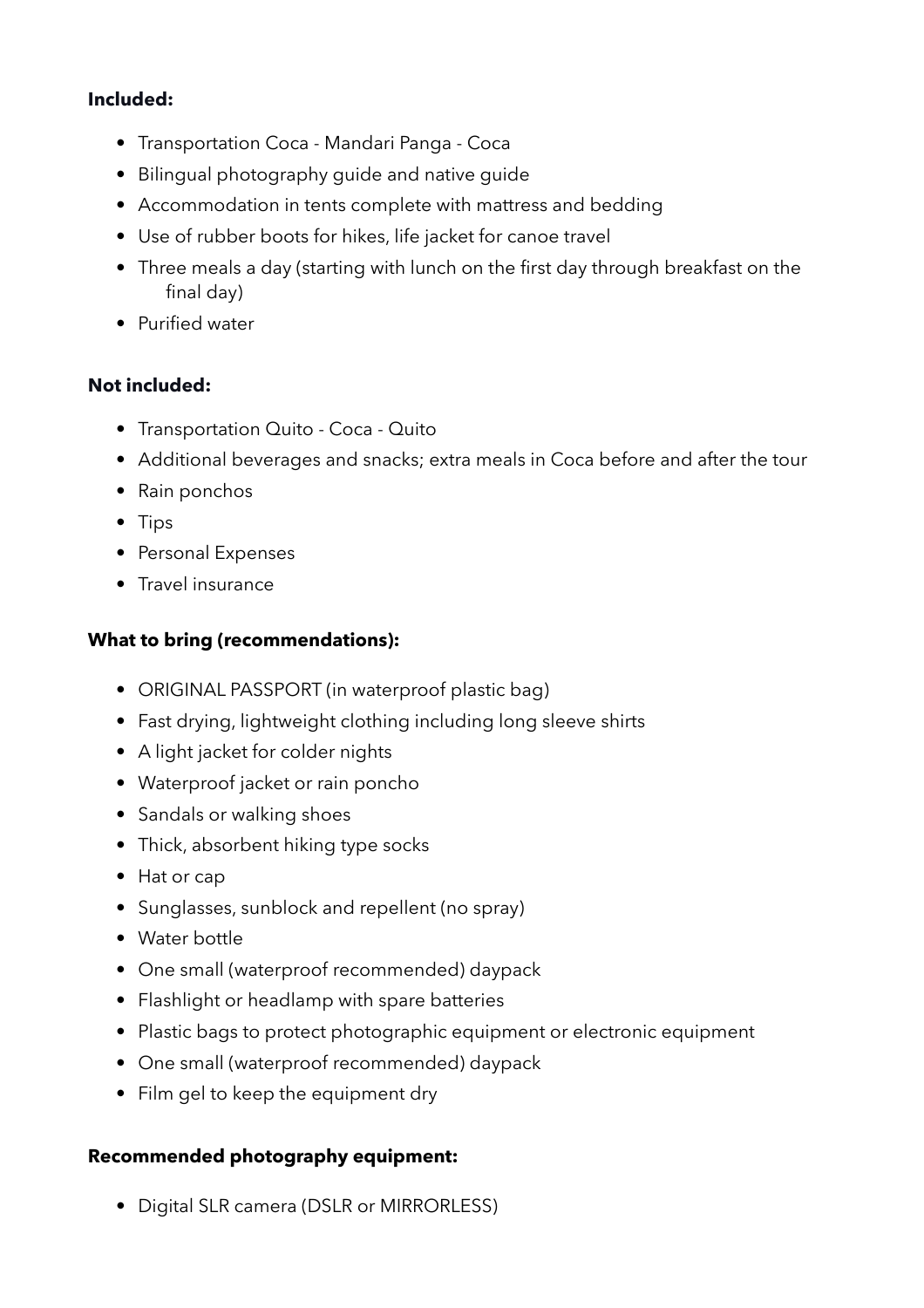**Included:**

- Transportation Coca - Mandari Panga - Coca
- Bilingual photography guide and native guide
- Accommodation in tents complete with mattress and bedding
- Use of rubber boots for hikes, life jacket for canoe travel
- Three meals a day (starting with lunch on the first day through breakfast on the final day)
- Purified water

**Not included:**

- Transportation Quito - Coca - Quito
- Additional beverages and snacks; extra meals in Coca before and after the tour
- Rain ponchos
- Tips
- Personal Expenses
- Travel insurance

**What to bring (recommendations):**

- ORIGINAL PASSPORT (in waterproof plastic bag)
- Fast drying, lightweight clothing including long sleeve shirts
- A light jacket for colder nights
- Waterproof jacket or rain poncho
- Sandals or walking shoes
- Thick, absorbent hiking type socks
- Hat or cap
- Sunglasses, sunblock and repellent (no spray)
- Water bottle
- One small (waterproof recommended) daypack
- Flashlight or headlamp with spare batteries
- Plastic bags to protect photographic equipment or electronic equipment
- One small (waterproof recommended) daypack
- Film gel to keep the equipment dry

**Recommended photography equipment:**

- Digital SLR camera (DSLR or MIRRORLESS)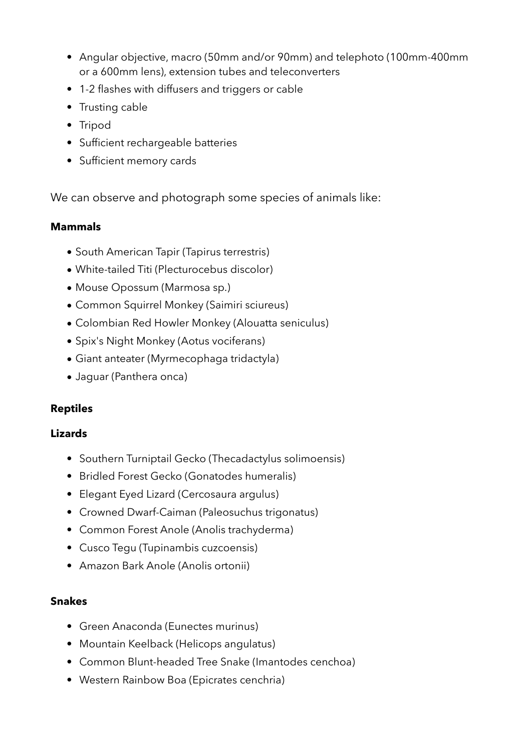- Angular objective, macro (50mm and/or 90mm) and telephoto (100mm-400mm or a 600mm lens), extension tubes and teleconverters
- 1-2 flashes with diffusers and triggers or cable
- Trusting cable
- Tripod
- Sufficient rechargeable batteries
- Sufficient memory cards

We can observe and photograph some species of animals like:

**Mammals**

- South American Tapir (Tapirus terrestris)
- White-tailed Titi (Plecturocebus discolor)
- Mouse Opossum (Marmosa sp.)
- Common Squirrel Monkey (Saimiri sciureus)
- Colombian Red Howler Monkey (Alouatta seniculus)
- Spix's Night Monkey (Aotus vociferans)
- Giant anteater (Myrmecophaga tridactyla)
- Jaguar (Panthera onca)

**Reptiles**

**Lizards**

- Southern Turniptail Gecko (Thecadactylus solimoensis)
- Bridled Forest Gecko (Gonatodes humeralis)
- Elegant Eyed Lizard (Cercosaura argulus)
- Crowned Dwarf-Caiman (Paleosuchus trigonatus)
- Common Forest Anole (Anolis trachyderma)
- Cusco Tegu (Tupinambis cuzcoensis)
- Amazon Bark Anole (Anolis ortonii)

**Snakes**

- Green Anaconda (Eunectes murinus)
- Mountain Keelback (Helicops angulatus)
- Common Blunt-headed Tree Snake (Imantodes cenchoa)
- Western Rainbow Boa (Epicrates cenchria)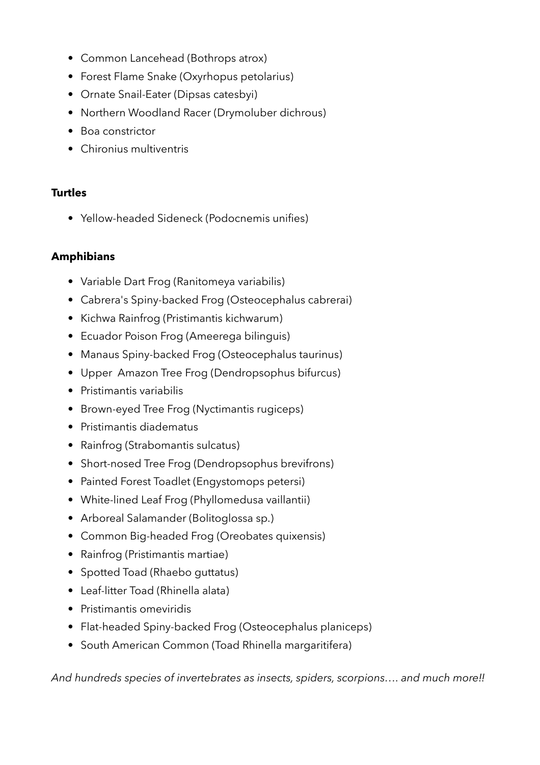- Common Lancehead (Bothrops atrox)
- Forest Flame Snake (Oxyrhopus petolarius)
- Ornate Snail-Eater (Dipsas catesbyi)
- Northern Woodland Racer (Drymoluber dichrous)
- Boa constrictor
- Chironius multiventris

**Turtles**

- Yellow-headed Sideneck (Podocnemis unifies)

**Amphibians**

- Variable Dart Frog (Ranitomeya variabilis)
- Cabrera's Spiny-backed Frog (Osteocephalus cabrerai)
- Kichwa Rainfrog (Pristimantis kichwarum)
- Ecuador Poison Frog (Ameerega bilinguis)
- Manaus Spiny-backed Frog (Osteocephalus taurinus)
- Upper  Amazon Tree Frog (Dendropsophus bifurcus)
- Pristimantis variabilis
- Brown-eyed Tree Frog (Nyctimantis rugiceps)
- Pristimantis diadematus
- Rainfrog (Strabomantis sulcatus)
- Short-nosed Tree Frog (Dendropsophus brevifrons)
- Painted Forest Toadlet (Engystomops petersi)
- White-lined Leaf Frog (Phyllomedusa vaillantii)
- Arboreal Salamander (Bolitoglossa sp.)
- Common Big-headed Frog (Oreobates quixensis)
- Rainfrog (Pristimantis martiae)
- Spotted Toad (Rhaebo guttatus)
- Leaf-litter Toad (Rhinella alata)
- Pristimantis omeviridis
- Flat-headed Spiny-backed Frog (Osteocephalus planiceps)
- South American Common (Toad Rhinella margaritifera)

*And hundreds species of invertebrates as insects, spiders, scorpions…. and much more!!*